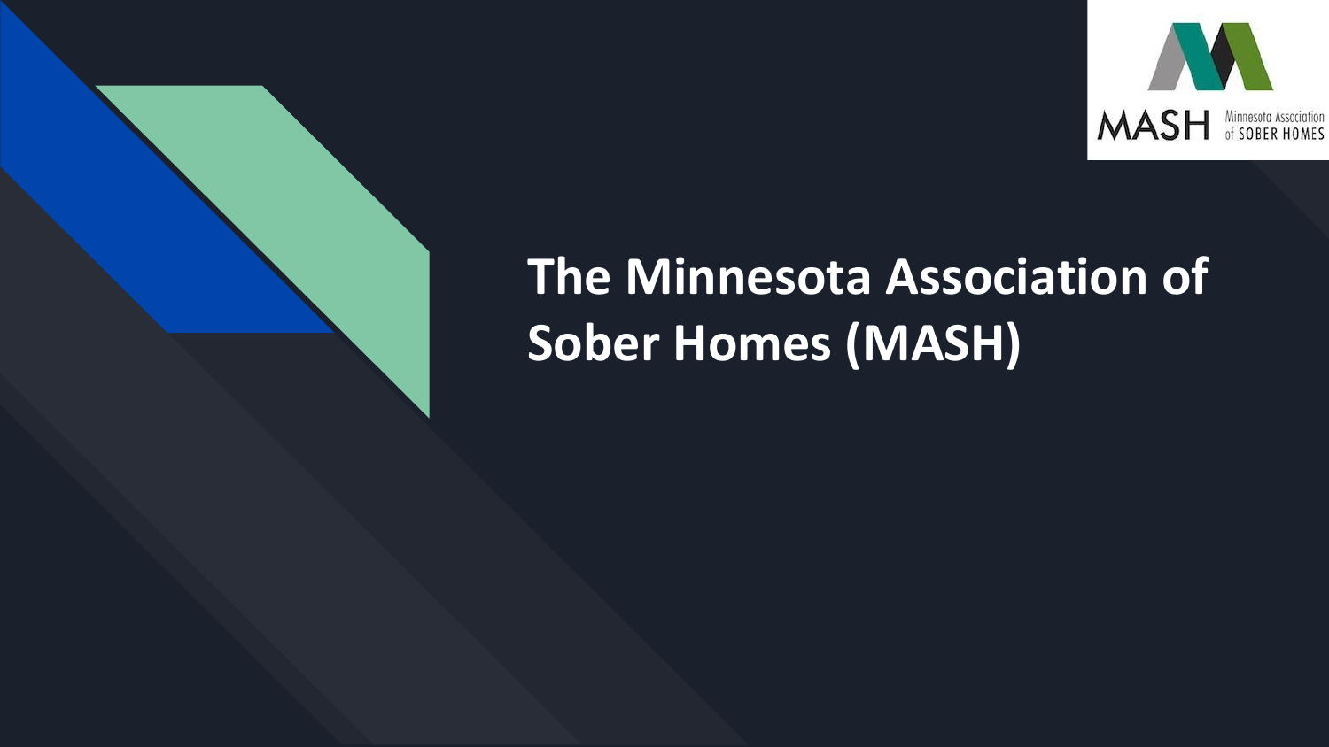# The Minnesota Association of Sober Homes (MASH)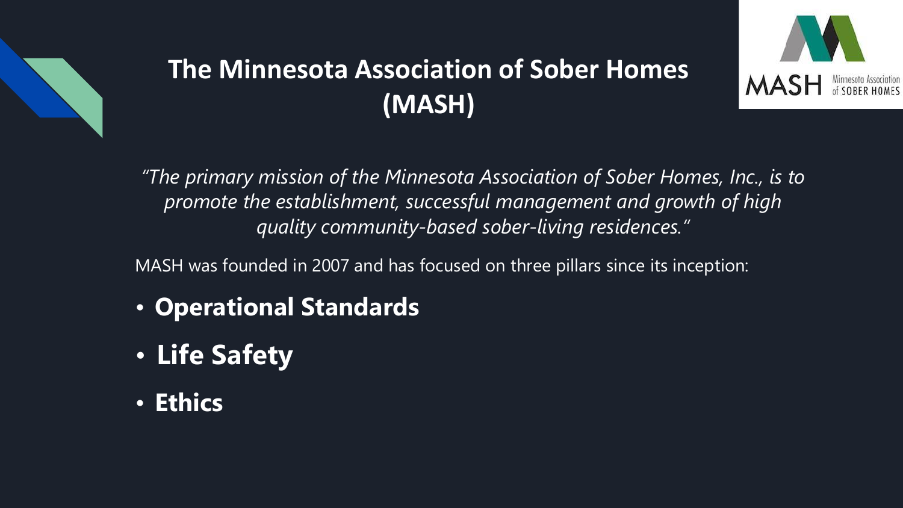# The Minnesota Association of Sober Homes (MASH)

*"The primary mission of the Minnesota Association of Sober Homes, Inc., is to promote the establishment, successful management and growth of high quality community-based sober-living residences."*

MASH was founded in 2007 and has focused on three pillars since its inception:

- **Operational Standards**
- **Life Safety**
- **Ethics**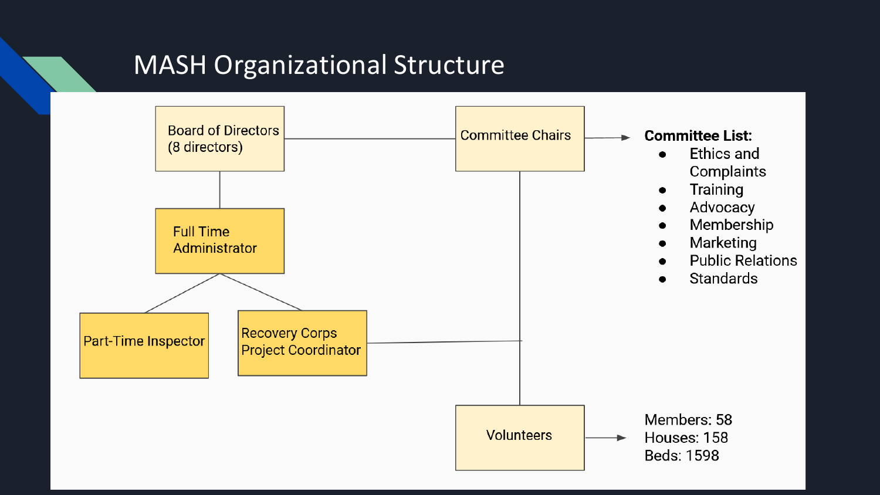# MASH Organizational Structure

Board of Directors (8 directors)

Full Time Administrator

Part-Time Inspector

Recovery Corps Project Coordinator

Committee Chairs

**Committee List:**

- Ethics and Complaints
- Training
- Advocacy
- Membership
- Marketing
- Public Relations
- Standards

Volunteers

Members: 58
Houses: 158
Beds: 1598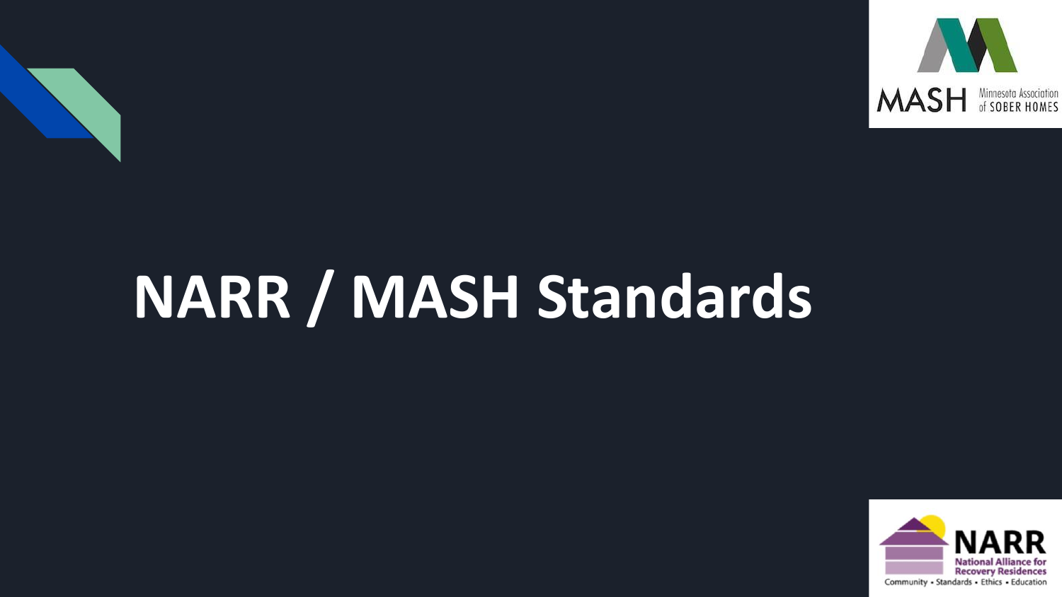# NARR / MASH Standards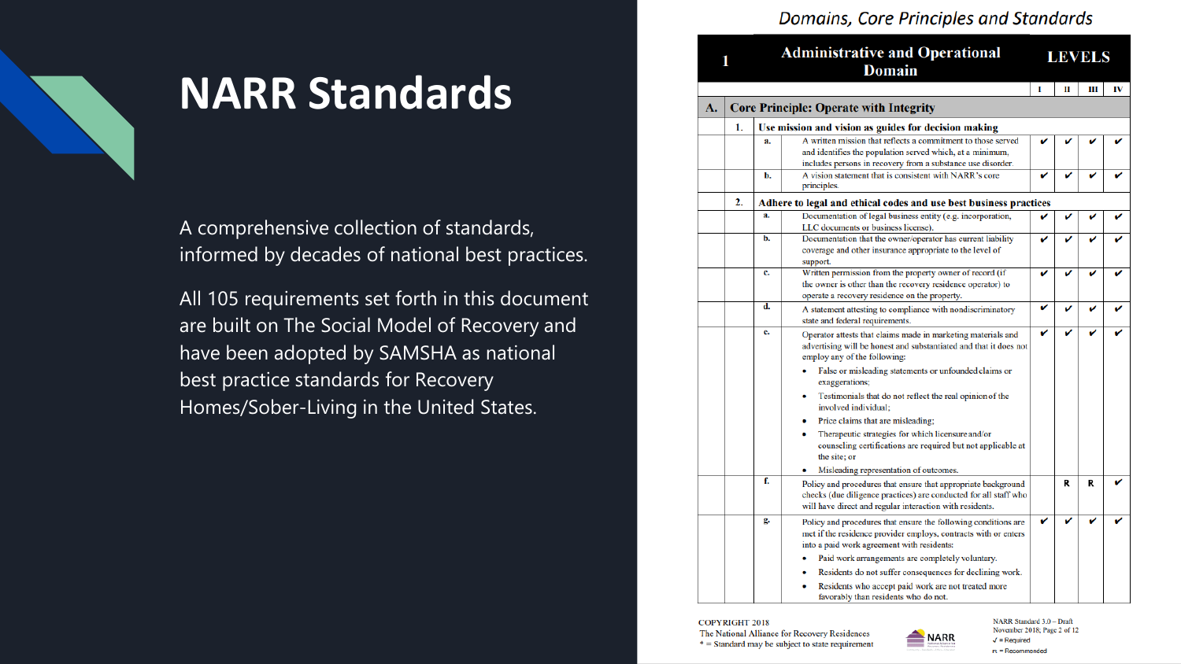# NARR Standards

A comprehensive collection of standards, informed by decades of national best practices.

All 105 requirements set forth in this document are built on The Social Model of Recovery and have been adopted by SAMSHA as national best practice standards for Recovery Homes/Sober-Living in the United States.

*Domains, Core Principles and Standards*

| 1 | Administrative and Operational Domain | | | LEVELS | | | |
|---|---|---|---|---|---|---|---|
| | | | | I | II | III | IV |
| **A.** | **Core Principle: Operate with Integrity** | | | | | | |
| | **1.** | **Use mission and vision as guides for decision making** | | | | | |
| | | a. | A written mission that reflects a commitment to those served and identifies the population served which, at a minimum, includes persons in recovery from a substance use disorder. | ✔ | ✔ | ✔ | ✔ |
| | | b. | A vision statement that is consistent with NARR's core principles. | ✔ | ✔ | ✔ | ✔ |
| | **2.** | **Adhere to legal and ethical codes and use best business practices** | | | | | |
| | | a. | Documentation of legal business entity (e.g. incorporation, LLC documents or business license). | ✔ | ✔ | ✔ | ✔ |
| | | b. | Documentation that the owner/operator has current liability coverage and other insurance appropriate to the level of support. | ✔ | ✔ | ✔ | ✔ |
| | | c. | Written permission from the property owner of record (if the owner is other than the recovery residence operator) to operate a recovery residence on the property. | ✔ | ✔ | ✔ | ✔ |
| | | d. | A statement attesting to compliance with nondiscriminatory state and federal requirements. | ✔ | ✔ | ✔ | ✔ |
| | | e. | Operator attests that claims made in marketing materials and advertising will be honest and substantiated and that it does not employ any of the following: <br>• False or misleading statements or unfounded claims or exaggerations; <br>• Testimonials that do not reflect the real opinion of the involved individual; <br>• Price claims that are misleading; <br>• Therapeutic strategies for which licensure and/or counseling certifications are required but not applicable at the site; or <br>• Misleading representation of outcomes. | ✔ | ✔ | ✔ | ✔ |
| | | f. | Policy and procedures that ensure that appropriate background checks (due diligence practices) are conducted for all staff who will have direct and regular interaction with residents. | | R | R | ✔ |
| | | g. | Policy and procedures that ensure the following conditions are met if the residence provider employs, contracts with or enters into a paid work agreement with residents: <br>• Paid work arrangements are completely voluntary. <br>• Residents do not suffer consequences for declining work. <br>• Residents who accept paid work are not treated more favorably than residents who do not. | ✔ | ✔ | ✔ | ✔ |

COPYRIGHT 2018
The National Alliance for Recovery Residences
\* = Standard may be subject to state requirement

NARR Standard 3.0 – Draft
November 2018
✔ = Required
R = Recommended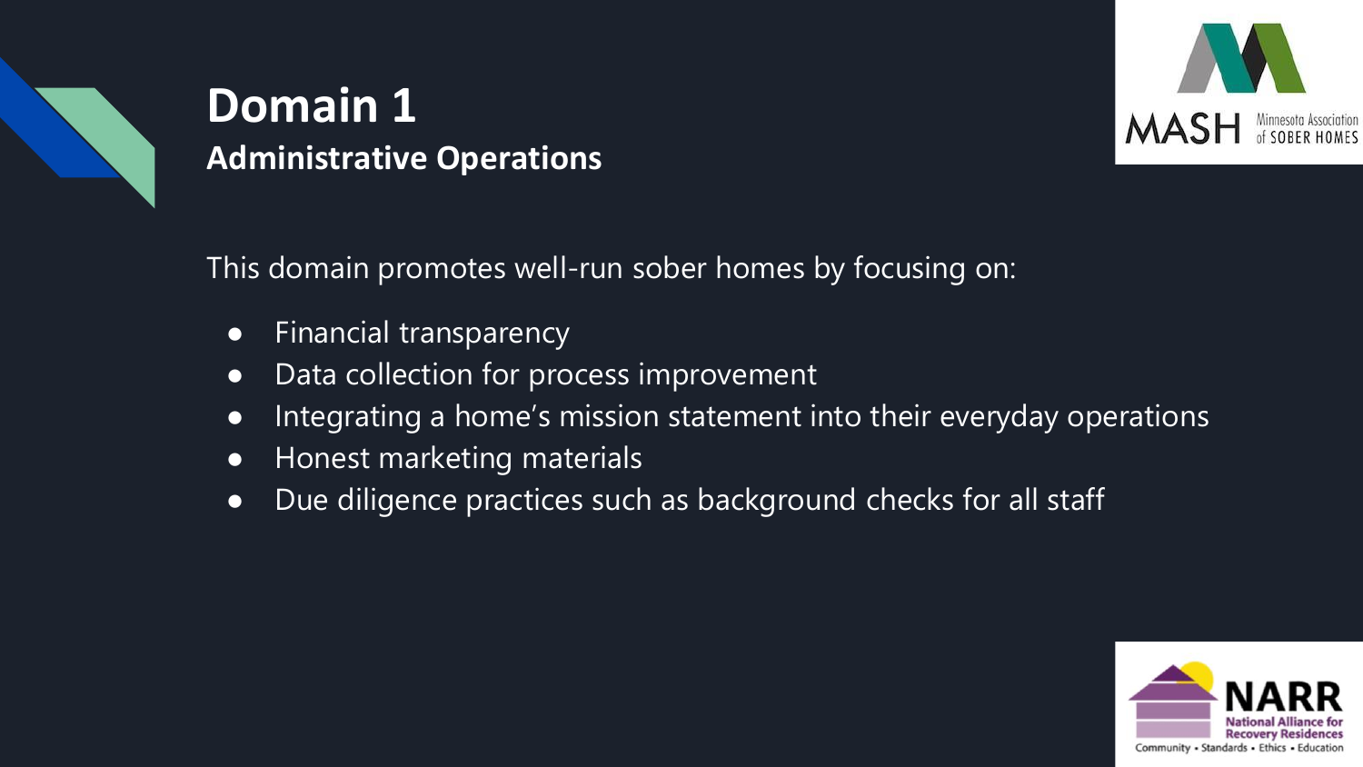# Domain 1

## Administrative Operations

This domain promotes well-run sober homes by focusing on:

- Financial transparency
- Data collection for process improvement
- Integrating a home's mission statement into their everyday operations
- Honest marketing materials
- Due diligence practices such as background checks for all staff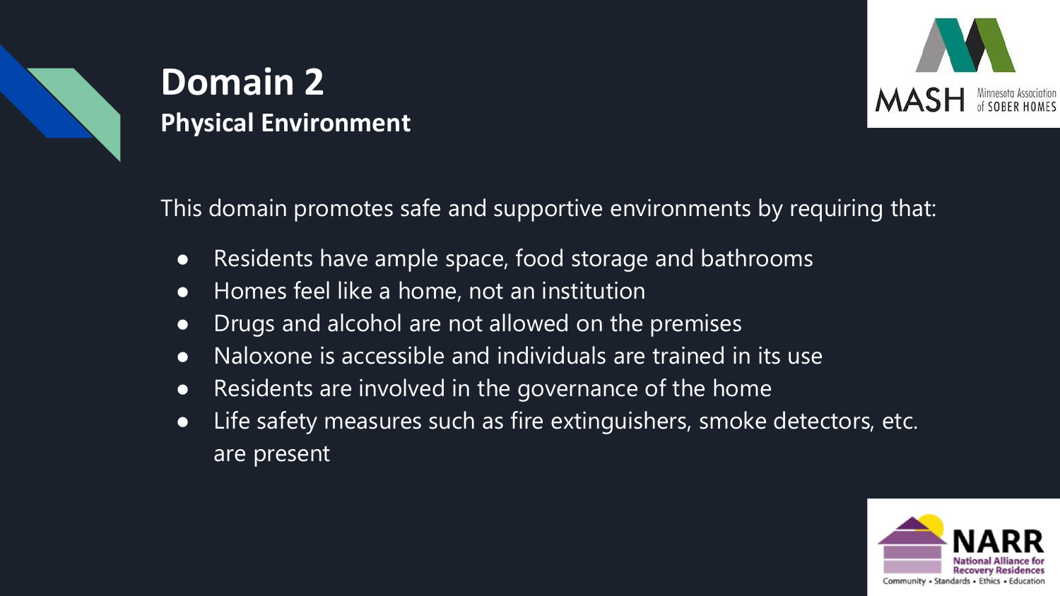# Domain 2

**Physical Environment**

This domain promotes safe and supportive environments by requiring that:

- Residents have ample space, food storage and bathrooms
- Homes feel like a home, not an institution
- Drugs and alcohol are not allowed on the premises
- Naloxone is accessible and individuals are trained in its use
- Residents are involved in the governance of the home
- Life safety measures such as fire extinguishers, smoke detectors, etc. are present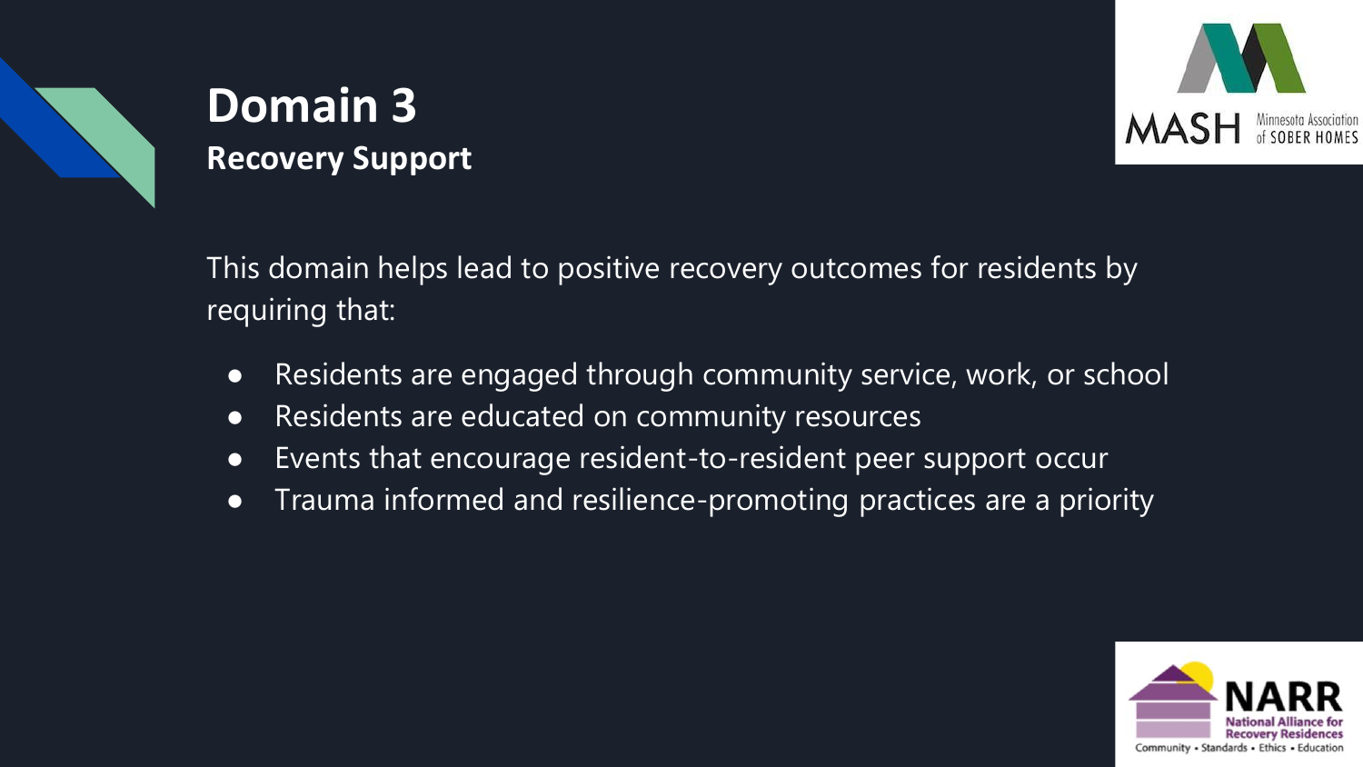# Domain 3

## Recovery Support

This domain helps lead to positive recovery outcomes for residents by requiring that:

- Residents are engaged through community service, work, or school
- Residents are educated on community resources
- Events that encourage resident-to-resident peer support occur
- Trauma informed and resilience-promoting practices are a priority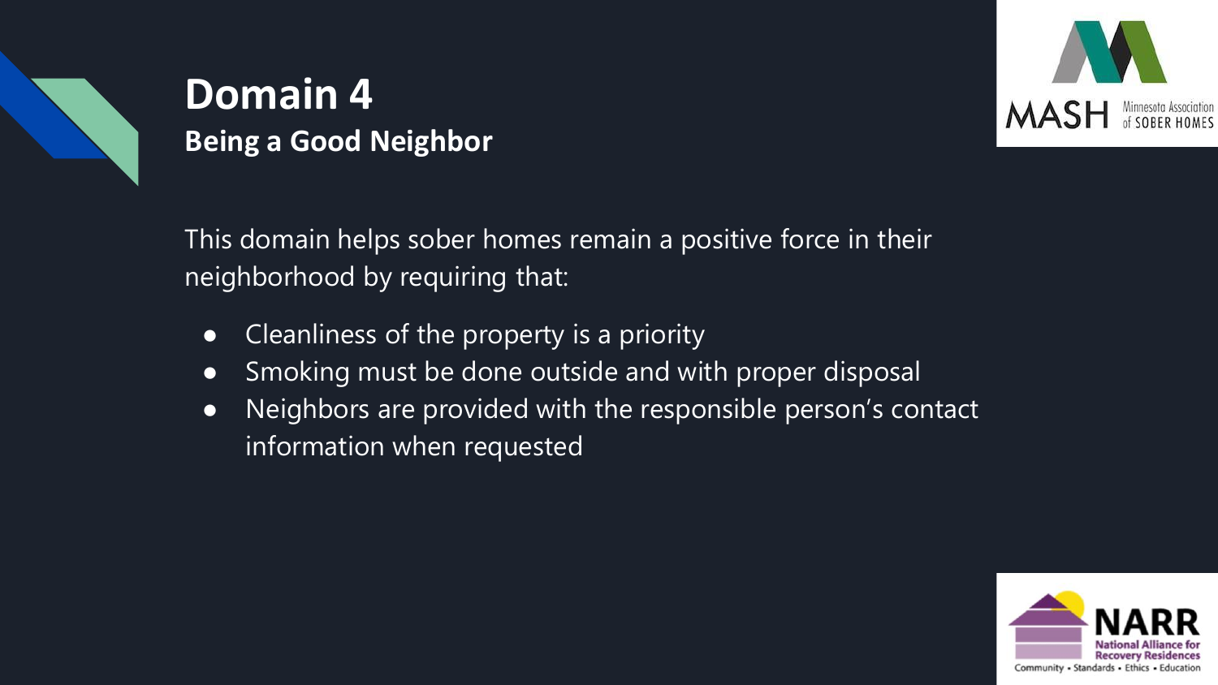# Domain 4

## Being a Good Neighbor

This domain helps sober homes remain a positive force in their neighborhood by requiring that:

- Cleanliness of the property is a priority
- Smoking must be done outside and with proper disposal
- Neighbors are provided with the responsible person's contact information when requested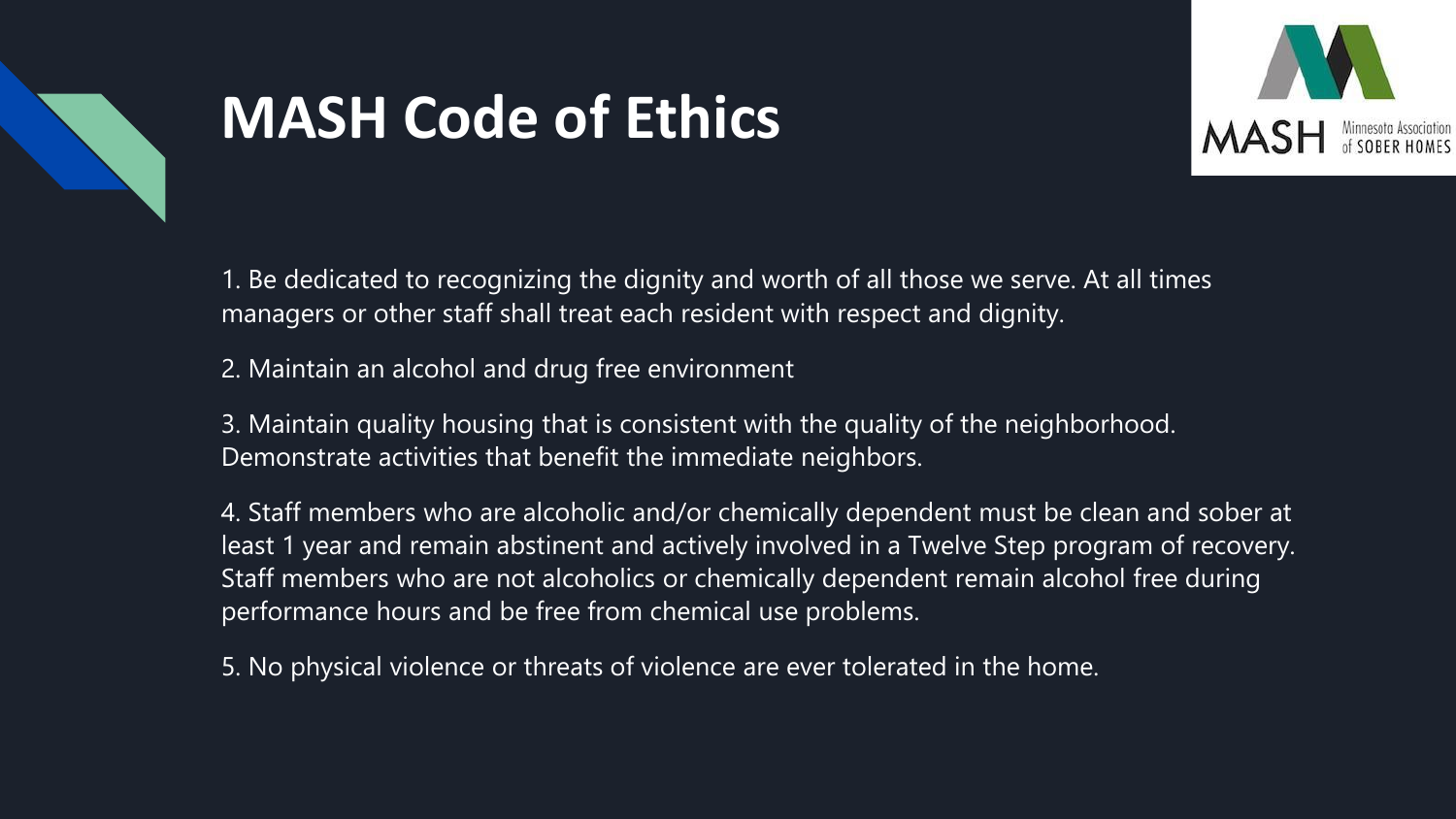# MASH Code of Ethics

1. Be dedicated to recognizing the dignity and worth of all those we serve. At all times managers or other staff shall treat each resident with respect and dignity.

2. Maintain an alcohol and drug free environment

3. Maintain quality housing that is consistent with the quality of the neighborhood. Demonstrate activities that benefit the immediate neighbors.

4. Staff members who are alcoholic and/or chemically dependent must be clean and sober at least 1 year and remain abstinent and actively involved in a Twelve Step program of recovery. Staff members who are not alcoholics or chemically dependent remain alcohol free during performance hours and be free from chemical use problems.

5. No physical violence or threats of violence are ever tolerated in the home.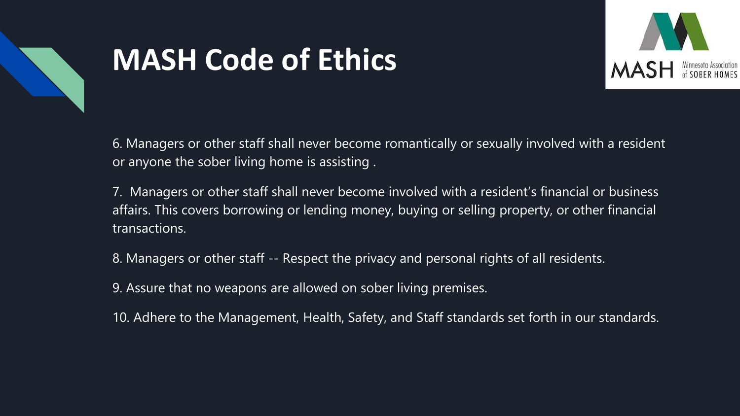# MASH Code of Ethics

6. Managers or other staff shall never become romantically or sexually involved with a resident or anyone the sober living home is assisting .

7. Managers or other staff shall never become involved with a resident's financial or business affairs. This covers borrowing or lending money, buying or selling property, or other financial transactions.

8. Managers or other staff -- Respect the privacy and personal rights of all residents.

9. Assure that no weapons are allowed on sober living premises.

10. Adhere to the Management, Health, Safety, and Staff standards set forth in our standards.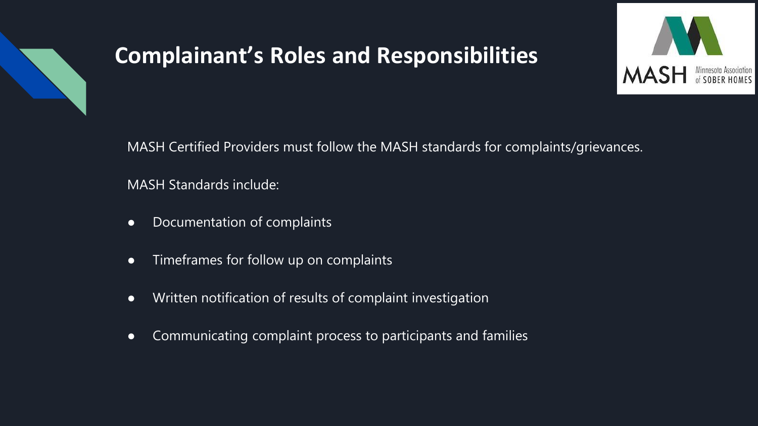# Complainant's Roles and Responsibilities

MASH Certified Providers must follow the MASH standards for complaints/grievances.

MASH Standards include:

- Documentation of complaints
- Timeframes for follow up on complaints
- Written notification of results of complaint investigation
- Communicating complaint process to participants and families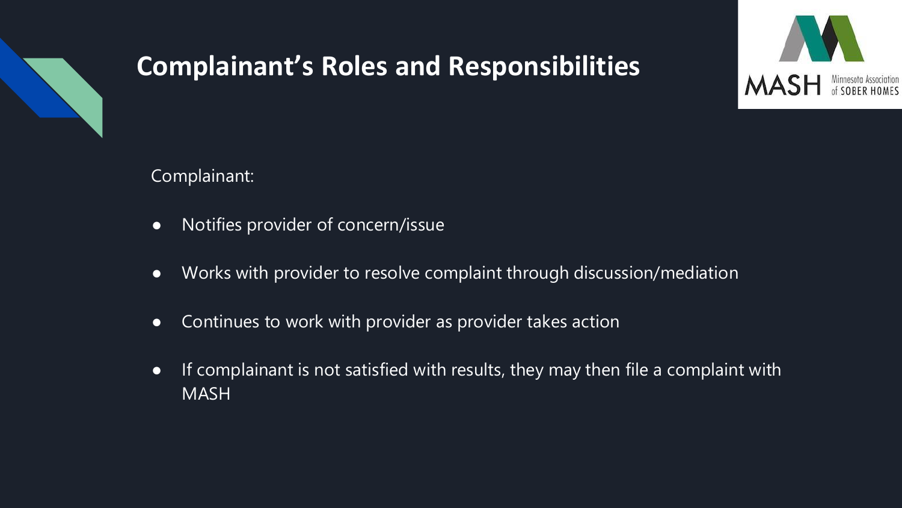# Complainant's Roles and Responsibilities

Complainant:

- Notifies provider of concern/issue
- Works with provider to resolve complaint through discussion/mediation
- Continues to work with provider as provider takes action
- If complainant is not satisfied with results, they may then file a complaint with MASH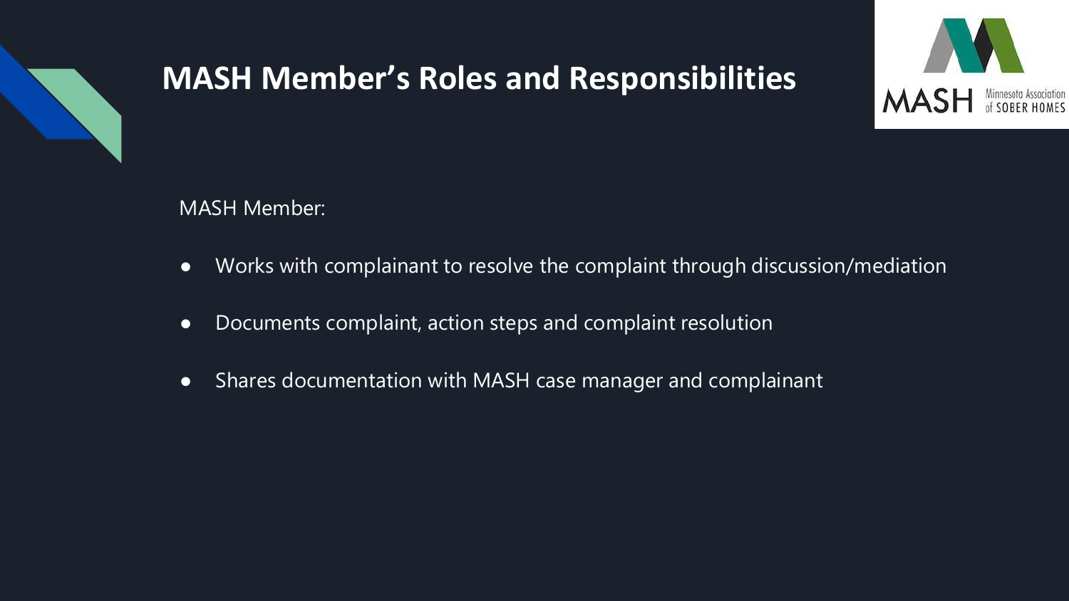# MASH Member's Roles and Responsibilities

MASH Member:

- Works with complainant to resolve the complaint through discussion/mediation
- Documents complaint, action steps and complaint resolution
- Shares documentation with MASH case manager and complainant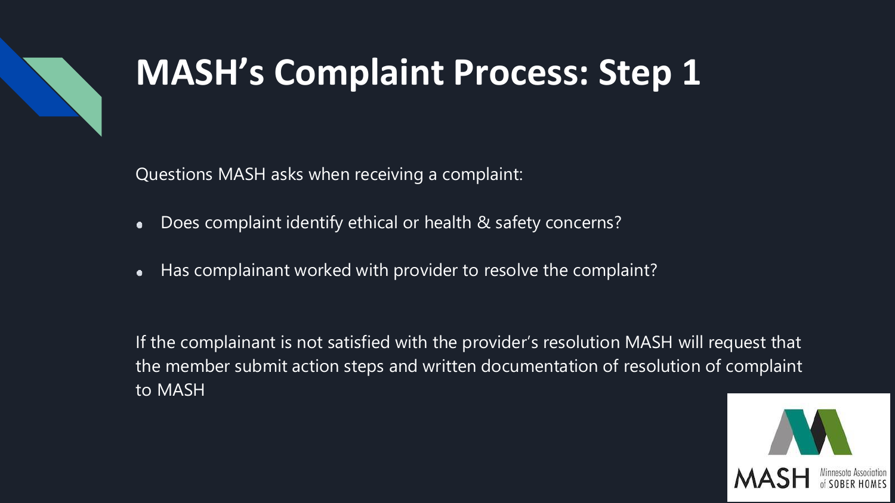# MASH's Complaint Process: Step 1

Questions MASH asks when receiving a complaint:

- Does complaint identify ethical or health & safety concerns?
- Has complainant worked with provider to resolve the complaint?

If the complainant is not satisfied with the provider's resolution MASH will request that the member submit action steps and written documentation of resolution of complaint to MASH

MASH Minnesota Association of SOBER HOMES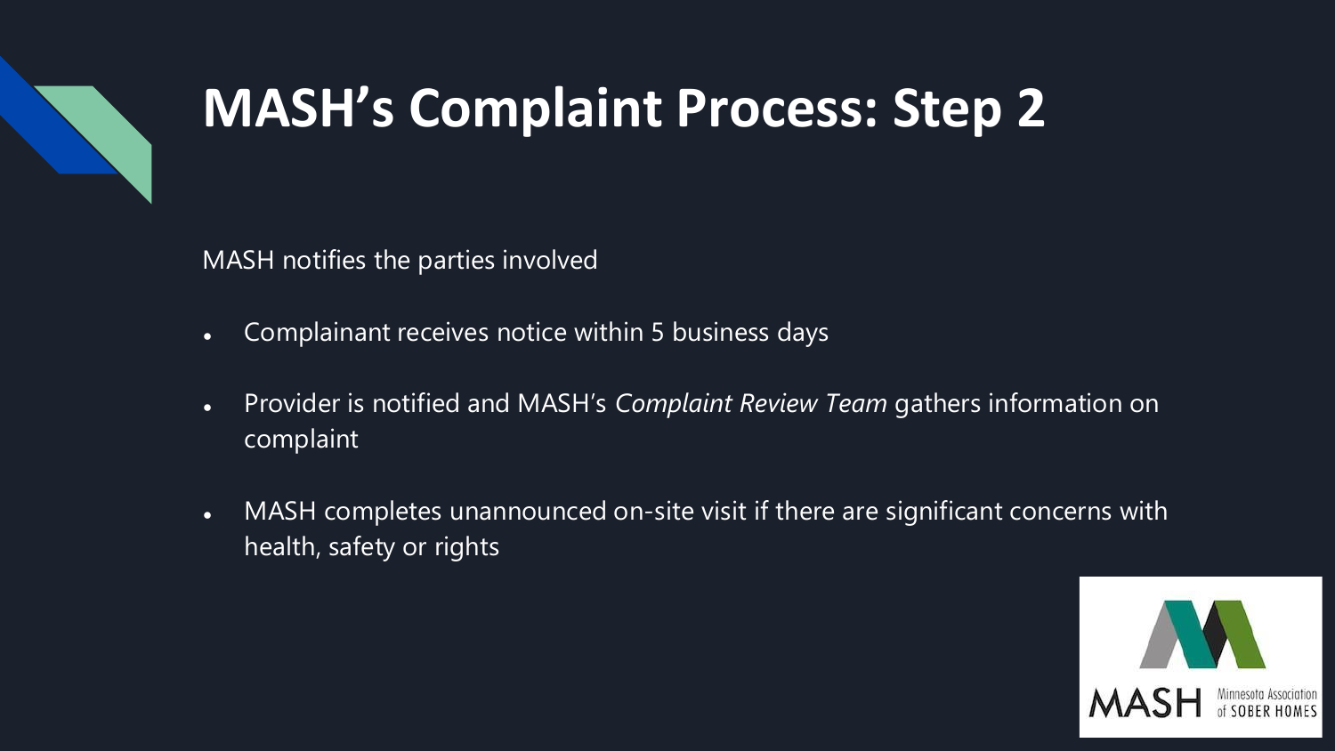# MASH's Complaint Process: Step 2

MASH notifies the parties involved

- Complainant receives notice within 5 business days
- Provider is notified and MASH's *Complaint Review Team* gathers information on complaint
- MASH completes unannounced on-site visit if there are significant concerns with health, safety or rights

MASH Minnesota Association of SOBER HOMES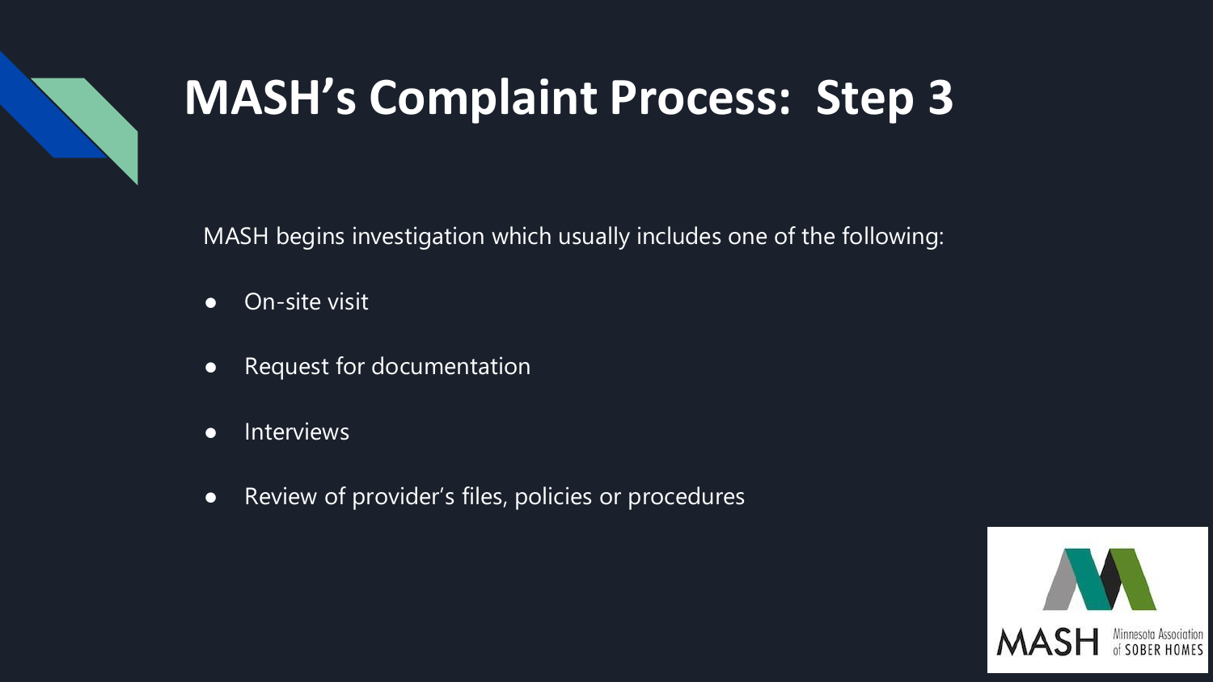# MASH's Complaint Process: Step 3

MASH begins investigation which usually includes one of the following:

- On-site visit
- Request for documentation
- Interviews
- Review of provider's files, policies or procedures

MASH Minnesota Association of SOBER HOMES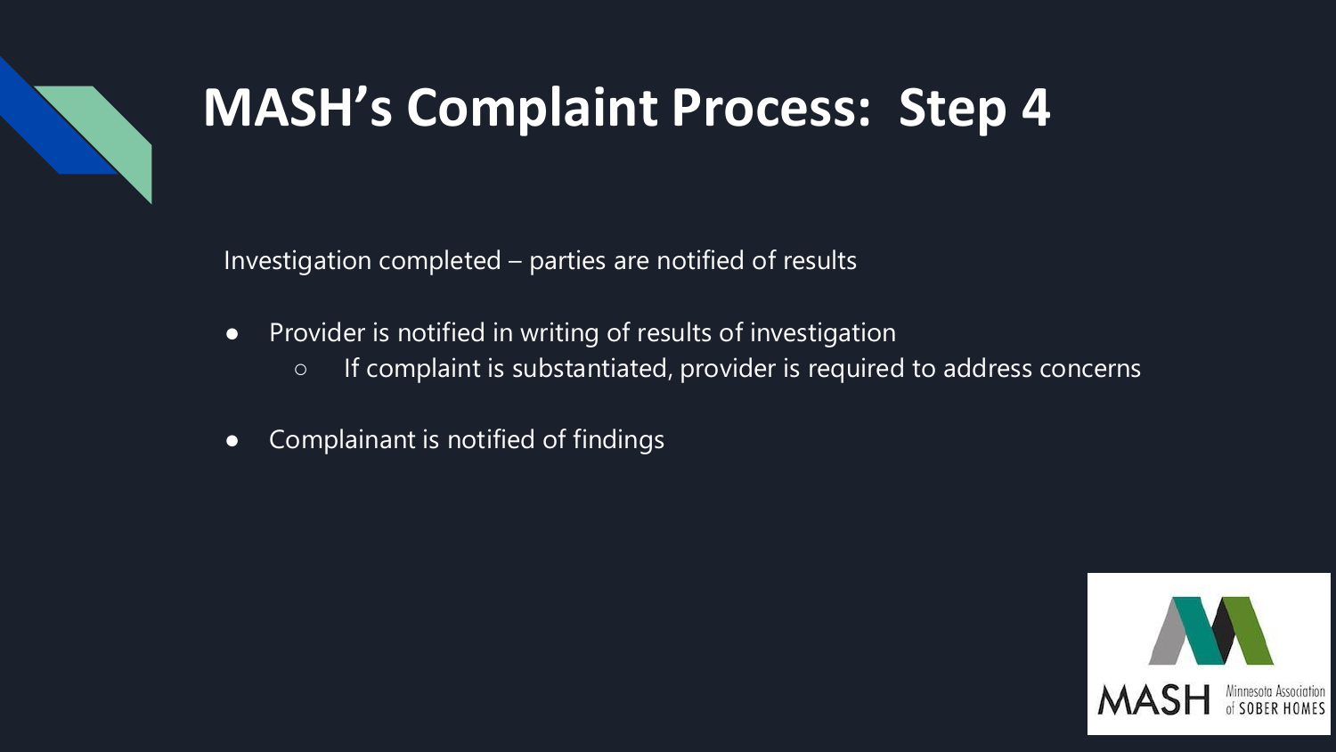# MASH's Complaint Process: Step 4

Investigation completed – parties are notified of results

- Provider is notified in writing of results of investigation
  - If complaint is substantiated, provider is required to address concerns
- Complainant is notified of findings

MASH Minnesota Association of SOBER HOMES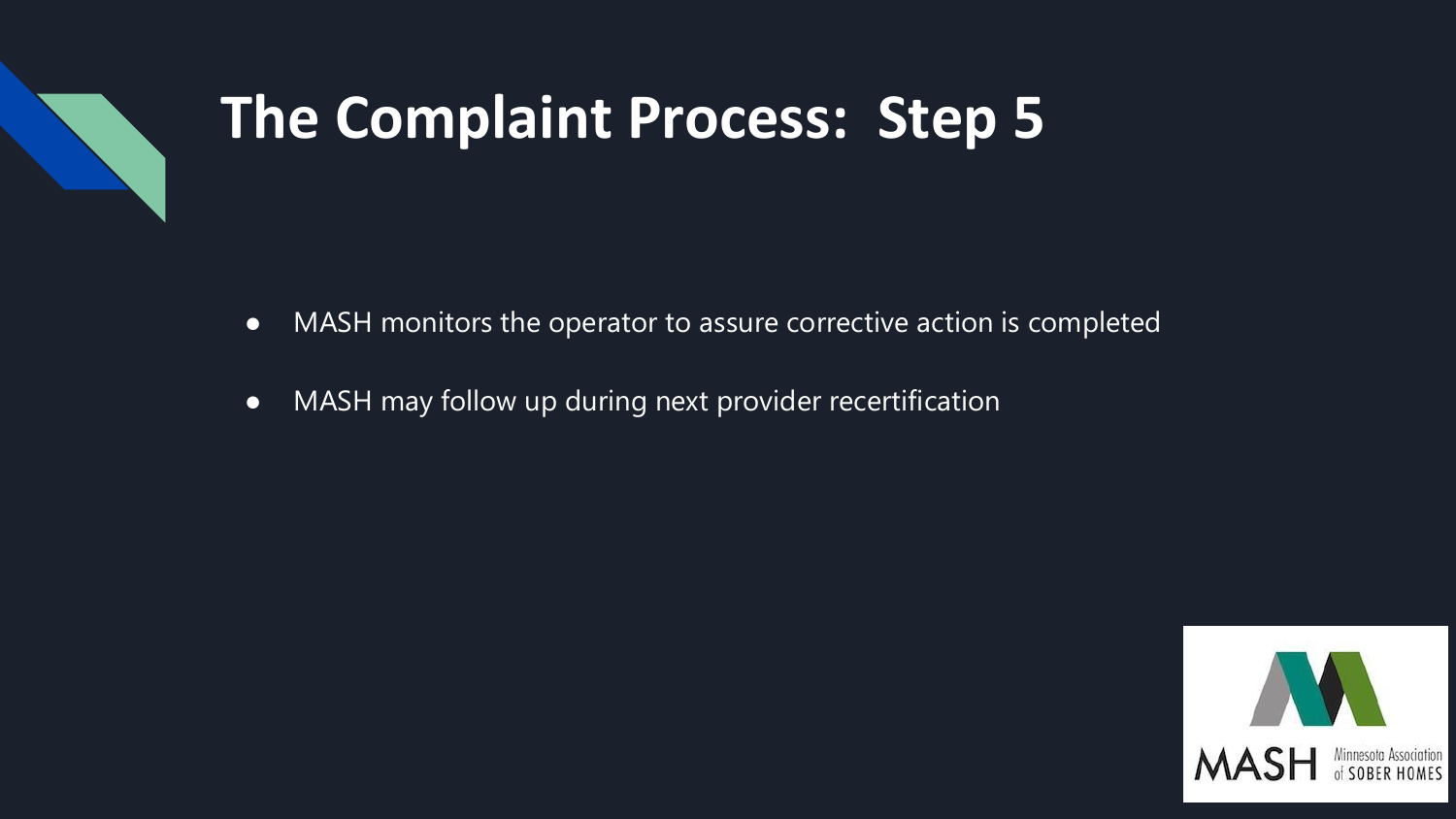# The Complaint Process: Step 5

- MASH monitors the operator to assure corrective action is completed
- MASH may follow up during next provider recertification

MASH Minnesota Association of SOBER HOMES